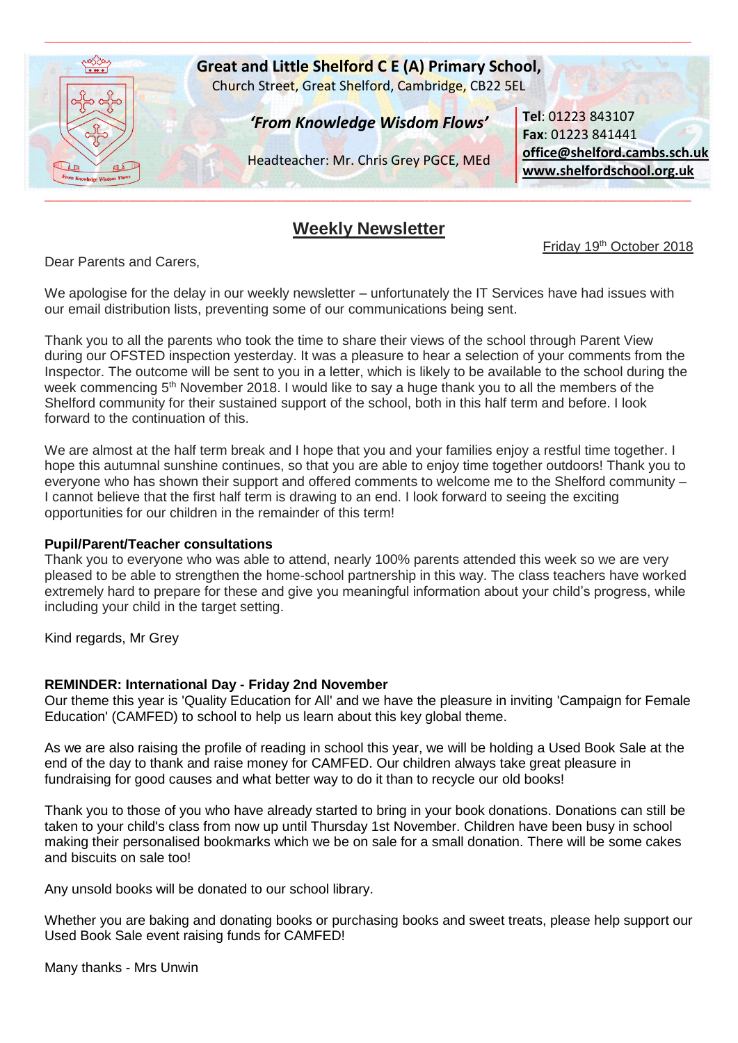**Great and Little Shelford C E (A) Primary School,**
Church Street, Great Shelford, Cambridge, CB22 5EL

***'From Knowledge Wisdom Flows'***

Headteacher: Mr. Chris Grey PGCE, MEd

**Tel**: 01223 843107
**Fax**: 01223 841441
**office@shelford.cambs.sch.uk**
**www.shelfordschool.org.uk**

# Weekly Newsletter

Friday 19th October 2018

Dear Parents and Carers,

We apologise for the delay in our weekly newsletter – unfortunately the IT Services have had issues with our email distribution lists, preventing some of our communications being sent.

Thank you to all the parents who took the time to share their views of the school through Parent View during our OFSTED inspection yesterday. It was a pleasure to hear a selection of your comments from the Inspector. The outcome will be sent to you in a letter, which is likely to be available to the school during the week commencing 5th November 2018. I would like to say a huge thank you to all the members of the Shelford community for their sustained support of the school, both in this half term and before. I look forward to the continuation of this.

We are almost at the half term break and I hope that you and your families enjoy a restful time together. I hope this autumnal sunshine continues, so that you are able to enjoy time together outdoors! Thank you to everyone who has shown their support and offered comments to welcome me to the Shelford community – I cannot believe that the first half term is drawing to an end. I look forward to seeing the exciting opportunities for our children in the remainder of this term!

**Pupil/Parent/Teacher consultations**

Thank you to everyone who was able to attend, nearly 100% parents attended this week so we are very pleased to be able to strengthen the home-school partnership in this way. The class teachers have worked extremely hard to prepare for these and give you meaningful information about your child's progress, while including your child in the target setting.

Kind regards, Mr Grey

**REMINDER: International Day - Friday 2nd November**

Our theme this year is 'Quality Education for All' and we have the pleasure in inviting 'Campaign for Female Education' (CAMFED) to school to help us learn about this key global theme.

As we are also raising the profile of reading in school this year, we will be holding a Used Book Sale at the end of the day to thank and raise money for CAMFED. Our children always take great pleasure in fundraising for good causes and what better way to do it than to recycle our old books!

Thank you to those of you who have already started to bring in your book donations. Donations can still be taken to your child's class from now up until Thursday 1st November. Children have been busy in school making their personalised bookmarks which we be on sale for a small donation. There will be some cakes and biscuits on sale too!

Any unsold books will be donated to our school library.

Whether you are baking and donating books or purchasing books and sweet treats, please help support our Used Book Sale event raising funds for CAMFED!

Many thanks - Mrs Unwin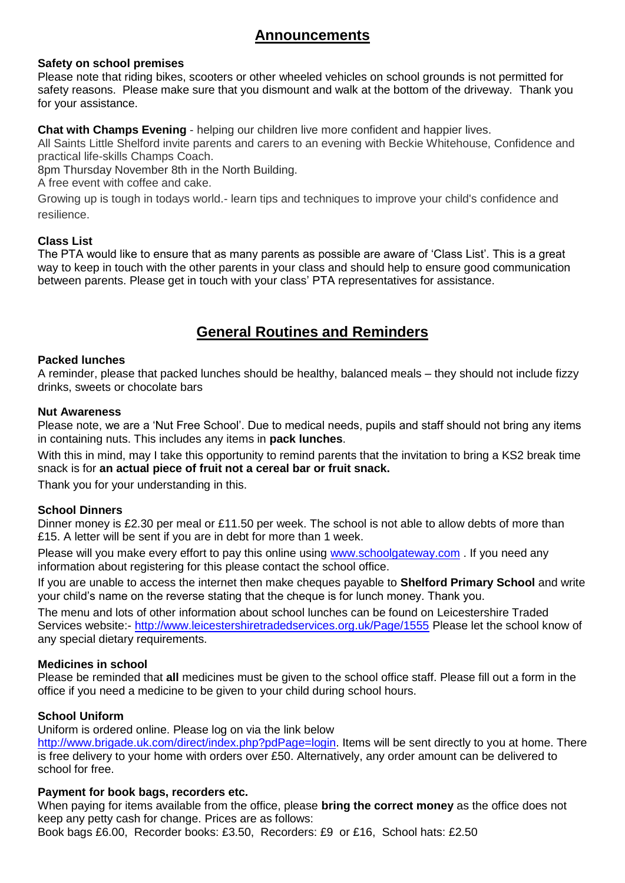## Announcements

**Safety on school premises**
Please note that riding bikes, scooters or other wheeled vehicles on school grounds is not permitted for safety reasons. Please make sure that you dismount and walk at the bottom of the driveway. Thank you for your assistance.

**Chat with Champs Evening** - helping our children live more confident and happier lives.
All Saints Little Shelford invite parents and carers to an evening with Beckie Whitehouse, Confidence and practical life-skills Champs Coach.
8pm Thursday November 8th in the North Building.
A free event with coffee and cake.
Growing up is tough in todays world.- learn tips and techniques to improve your child's confidence and resilience.

**Class List**
The PTA would like to ensure that as many parents as possible are aware of 'Class List'. This is a great way to keep in touch with the other parents in your class and should help to ensure good communication between parents. Please get in touch with your class' PTA representatives for assistance.

## General Routines and Reminders

**Packed lunches**
A reminder, please that packed lunches should be healthy, balanced meals – they should not include fizzy drinks, sweets or chocolate bars

**Nut Awareness**
Please note, we are a 'Nut Free School'. Due to medical needs, pupils and staff should not bring any items in containing nuts. This includes any items in **pack lunches**.

With this in mind, may I take this opportunity to remind parents that the invitation to bring a KS2 break time snack is for **an actual piece of fruit not a cereal bar or fruit snack.**

Thank you for your understanding in this.

**School Dinners**
Dinner money is £2.30 per meal or £11.50 per week. The school is not able to allow debts of more than £15. A letter will be sent if you are in debt for more than 1 week.

Please will you make every effort to pay this online using www.schoolgateway.com . If you need any information about registering for this please contact the school office.

If you are unable to access the internet then make cheques payable to **Shelford Primary School** and write your child's name on the reverse stating that the cheque is for lunch money. Thank you.

The menu and lots of other information about school lunches can be found on Leicestershire Traded Services website:- http://www.leicestershiretradedservices.org.uk/Page/1555 Please let the school know of any special dietary requirements.

**Medicines in school**
Please be reminded that **all** medicines must be given to the school office staff. Please fill out a form in the office if you need a medicine to be given to your child during school hours.

**School Uniform**
Uniform is ordered online. Please log on via the link below
http://www.brigade.uk.com/direct/index.php?pdPage=login. Items will be sent directly to you at home. There is free delivery to your home with orders over £50. Alternatively, any order amount can be delivered to school for free.

**Payment for book bags, recorders etc.**
When paying for items available from the office, please **bring the correct money** as the office does not keep any petty cash for change. Prices are as follows:
Book bags £6.00, Recorder books: £3.50, Recorders: £9 or £16, School hats: £2.50